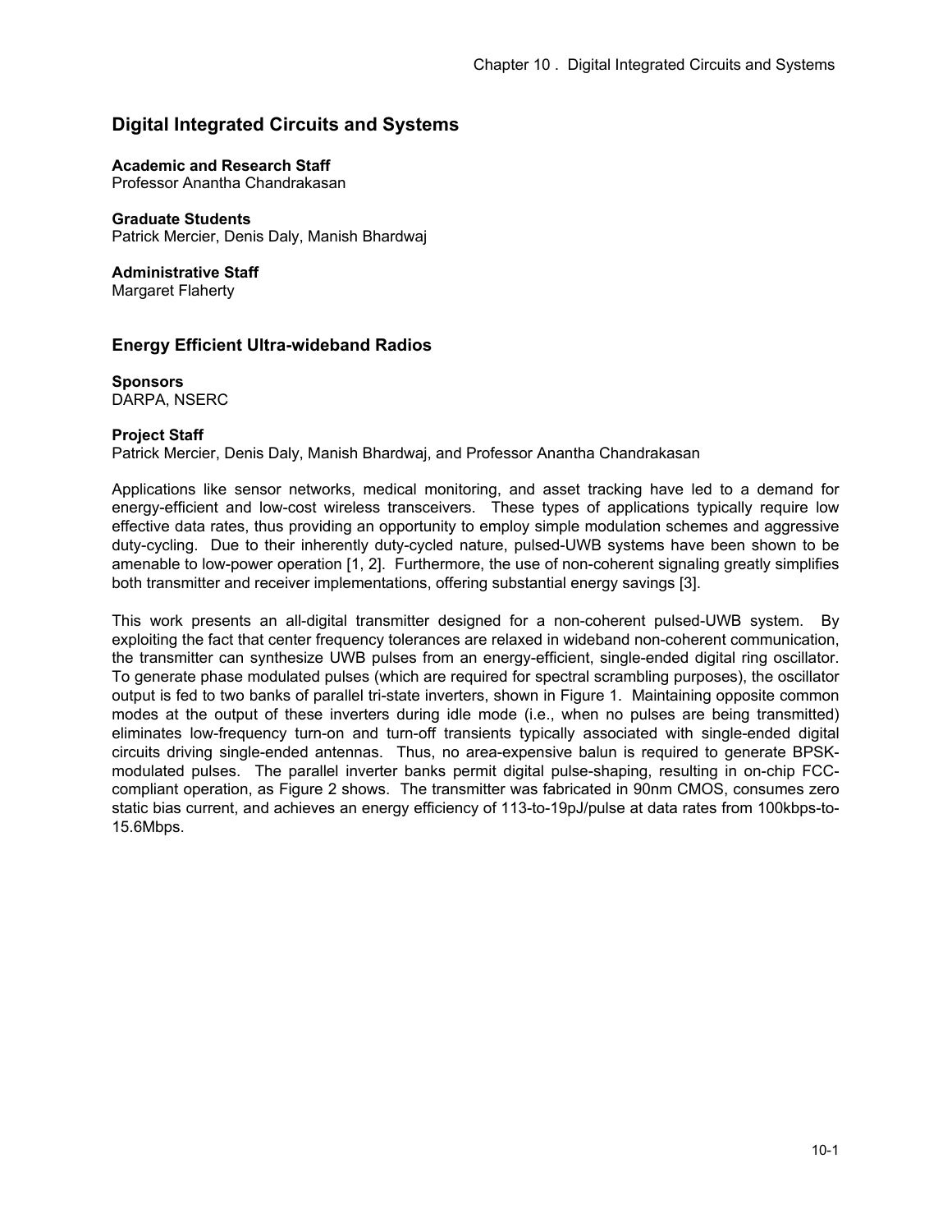# Digital Integrated Circuits and Systems

**Academic and Research Staff**
Professor Anantha Chandrakasan

**Graduate Students**
Patrick Mercier, Denis Daly, Manish Bhardwaj

**Administrative Staff**
Margaret Flaherty

## Energy Efficient Ultra-wideband Radios

**Sponsors**
DARPA, NSERC

**Project Staff**
Patrick Mercier, Denis Daly, Manish Bhardwaj, and Professor Anantha Chandrakasan

Applications like sensor networks, medical monitoring, and asset tracking have led to a demand for energy-efficient and low-cost wireless transceivers. These types of applications typically require low effective data rates, thus providing an opportunity to employ simple modulation schemes and aggressive duty-cycling. Due to their inherently duty-cycled nature, pulsed-UWB systems have been shown to be amenable to low-power operation [1, 2]. Furthermore, the use of non-coherent signaling greatly simplifies both transmitter and receiver implementations, offering substantial energy savings [3].

This work presents an all-digital transmitter designed for a non-coherent pulsed-UWB system. By exploiting the fact that center frequency tolerances are relaxed in wideband non-coherent communication, the transmitter can synthesize UWB pulses from an energy-efficient, single-ended digital ring oscillator. To generate phase modulated pulses (which are required for spectral scrambling purposes), the oscillator output is fed to two banks of parallel tri-state inverters, shown in Figure 1. Maintaining opposite common modes at the output of these inverters during idle mode (i.e., when no pulses are being transmitted) eliminates low-frequency turn-on and turn-off transients typically associated with single-ended digital circuits driving single-ended antennas. Thus, no area-expensive balun is required to generate BPSK-modulated pulses. The parallel inverter banks permit digital pulse-shaping, resulting in on-chip FCC-compliant operation, as Figure 2 shows. The transmitter was fabricated in 90nm CMOS, consumes zero static bias current, and achieves an energy efficiency of 113-to-19pJ/pulse at data rates from 100kbps-to-15.6Mbps.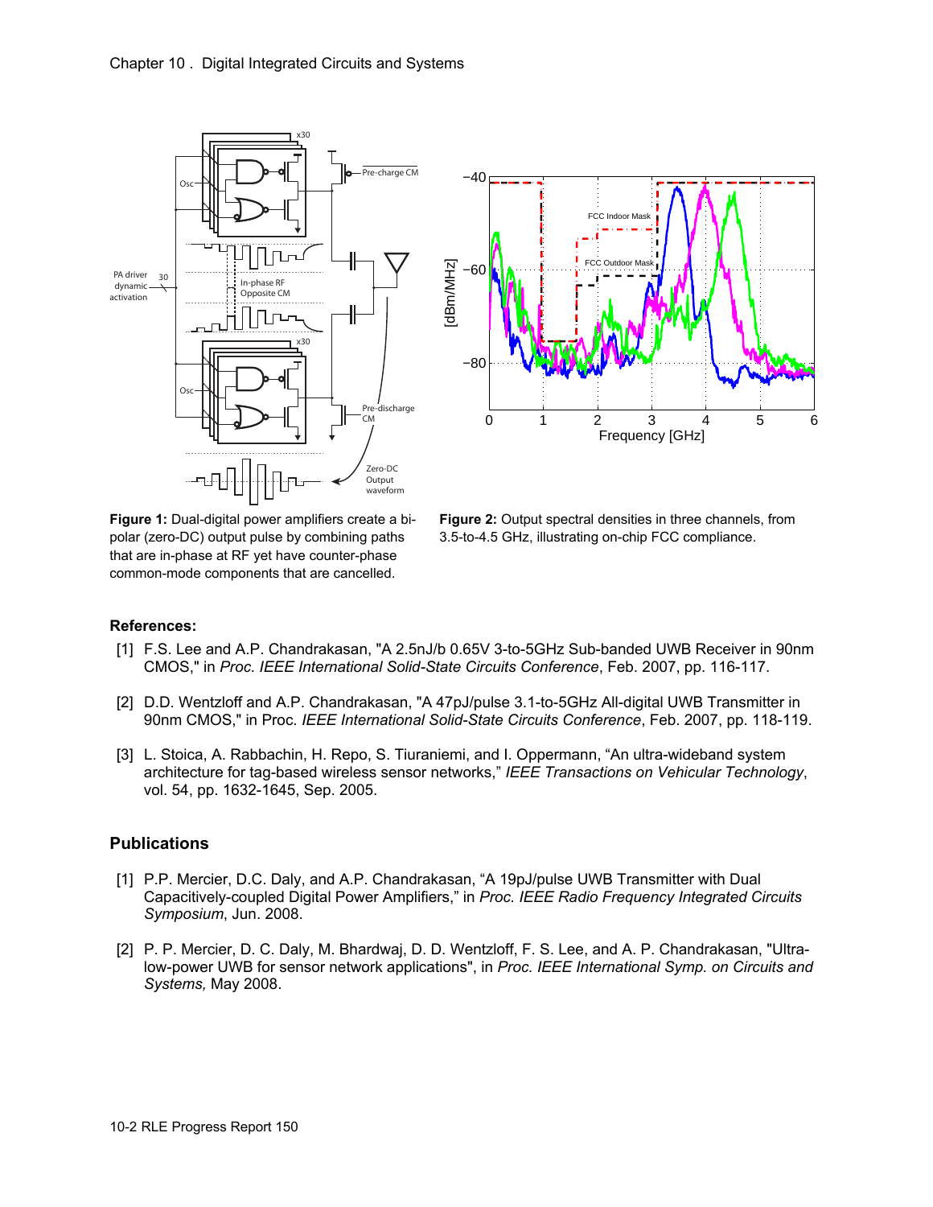x30

Osc

Pre-charge CM

PA driver dynamic activation 30

In-phase RF
Opposite CM

x30

Osc

Pre-discharge CM

Zero-DC Output waveform

−40

−60

−80

[dBm/MHz]

FCC Indoor Mask

FCC Outdoor Mask

0 1 2 3 4 5 6

Frequency [GHz]

**Figure 1:** Dual-digital power amplifiers create a bi-polar (zero-DC) output pulse by combining paths that are in-phase at RF yet have counter-phase common-mode components that are cancelled.

**Figure 2:** Output spectral densities in three channels, from 3.5-to-4.5 GHz, illustrating on-chip FCC compliance.

### References:

[1] F.S. Lee and A.P. Chandrakasan, "A 2.5nJ/b 0.65V 3-to-5GHz Sub-banded UWB Receiver in 90nm CMOS," in *Proc. IEEE International Solid-State Circuits Conference*, Feb. 2007, pp. 116-117.

[2] D.D. Wentzloff and A.P. Chandrakasan, "A 47pJ/pulse 3.1-to-5GHz All-digital UWB Transmitter in 90nm CMOS," in Proc. *IEEE International Solid-State Circuits Conference*, Feb. 2007, pp. 118-119.

[3] L. Stoica, A. Rabbachin, H. Repo, S. Tiuraniemi, and I. Oppermann, "An ultra-wideband system architecture for tag-based wireless sensor networks," *IEEE Transactions on Vehicular Technology*, vol. 54, pp. 1632-1645, Sep. 2005.

## Publications

[1] P.P. Mercier, D.C. Daly, and A.P. Chandrakasan, "A 19pJ/pulse UWB Transmitter with Dual Capacitively-coupled Digital Power Amplifiers," in *Proc. IEEE Radio Frequency Integrated Circuits Symposium*, Jun. 2008.

[2] P. P. Mercier, D. C. Daly, M. Bhardwaj, D. D. Wentzloff, F. S. Lee, and A. P. Chandrakasan, "Ultra-low-power UWB for sensor network applications", in *Proc. IEEE International Symp. on Circuits and Systems,* May 2008.